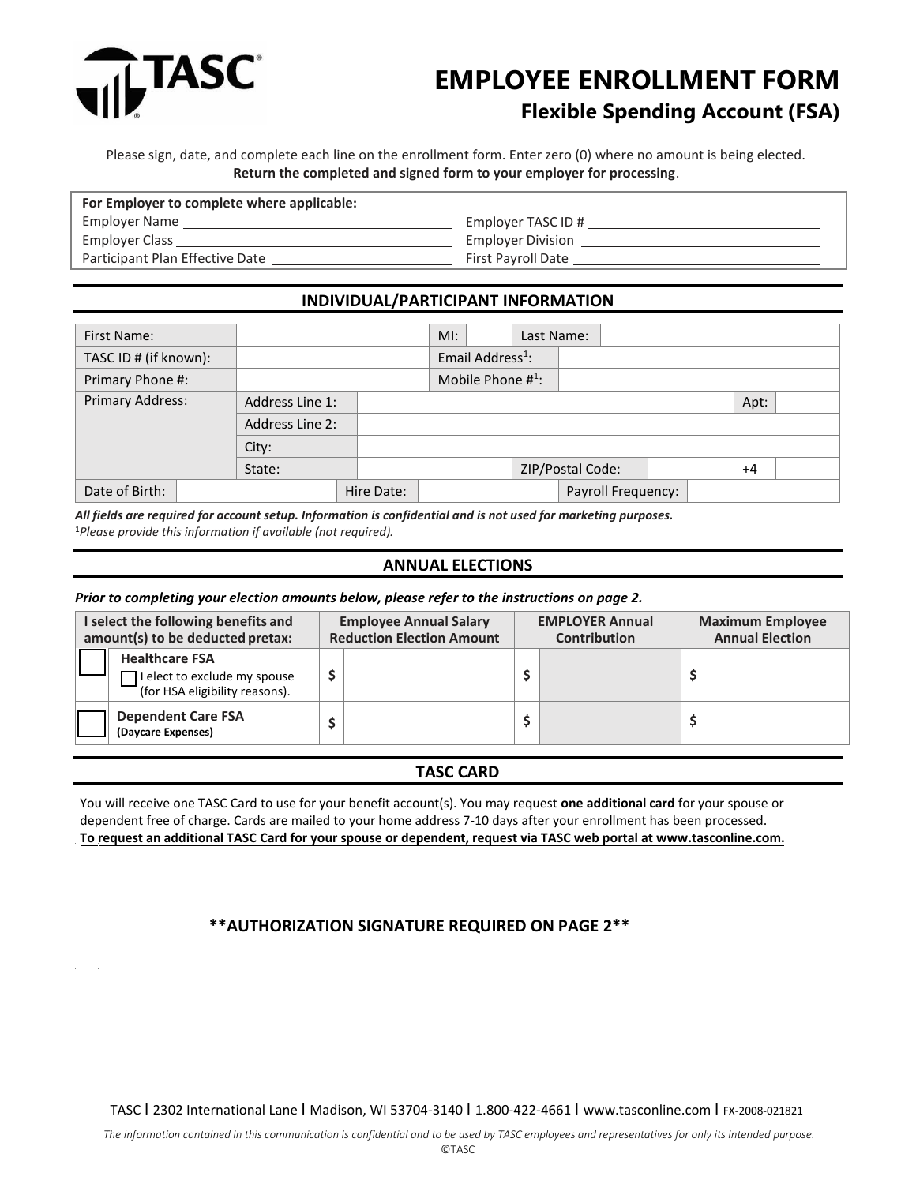# EMPLOYEE ENROLLMENT FORM

## Flexible Spending Account (FSA)

Please sign, date, and complete each line on the enrollment form. Enter zero (0) where no amount is being elected. **Return the completed and signed form to your employer for processing**.

**For Employer to complete where applicable:**

| | |
|---|---|
| Employer Name ________ | Employer TASC ID # ________ |
| Employer Class ________ | Employer Division ________ |
| Participant Plan Effective Date ________ | First Payroll Date ________ |

## INDIVIDUAL/PARTICIPANT INFORMATION

| | | | | | | | | |
|---|---|---|---|---|---|---|---|---|
| First Name: | | | MI: | | Last Name: | | | |
| TASC ID # (if known): | | | Email Address[1]: | | | | | |
| Primary Phone #: | | | Mobile Phone #[1]: | | | | | |
| Primary Address: | Address Line 1: | | | | | | Apt: | |
| | Address Line 2: | | | | | | | |
| | City: | | | | | | | |
| | State: | | | ZIP/Postal Code: | | | +4 | |
| Date of Birth: | | Hire Date: | | | Payroll Frequency: | | | |

***All fields are required for account setup. Information is confidential and is not used for marketing purposes.***

[1]*Please provide this information if available (not required).*

## ANNUAL ELECTIONS

***Prior to completing your election amounts below, please refer to the instructions on page 2.***

| I select the following benefits and amount(s) to be deducted pretax: | Employee Annual Salary Reduction Election Amount | EMPLOYER Annual Contribution | Maximum Employee Annual Election |
|---|---|---|---|
| ☐ **Healthcare FSA** ☐ I elect to exclude my spouse (for HSA eligibility reasons). | $ | $ | $ |
| ☐ **Dependent Care FSA** **(Daycare Expenses)** | $ | $ | $ |

## TASC CARD

You will receive one TASC Card to use for your benefit account(s). You may request **one additional card** for your spouse or dependent free of charge. Cards are mailed to your home address 7-10 days after your enrollment has been processed. **To request an additional TASC Card for your spouse or dependent, request via TASC web portal at www.tasconline.com.**

**\*\*AUTHORIZATION SIGNATURE REQUIRED ON PAGE 2\*\***

TASC | 2302 International Lane | Madison, WI 53704-3140 | 1.800-422-4661 | www.tasconline.com | FX-2008-021821

*The information contained in this communication is confidential and to be used by TASC employees and representatives for only its intended purpose.*

©TASC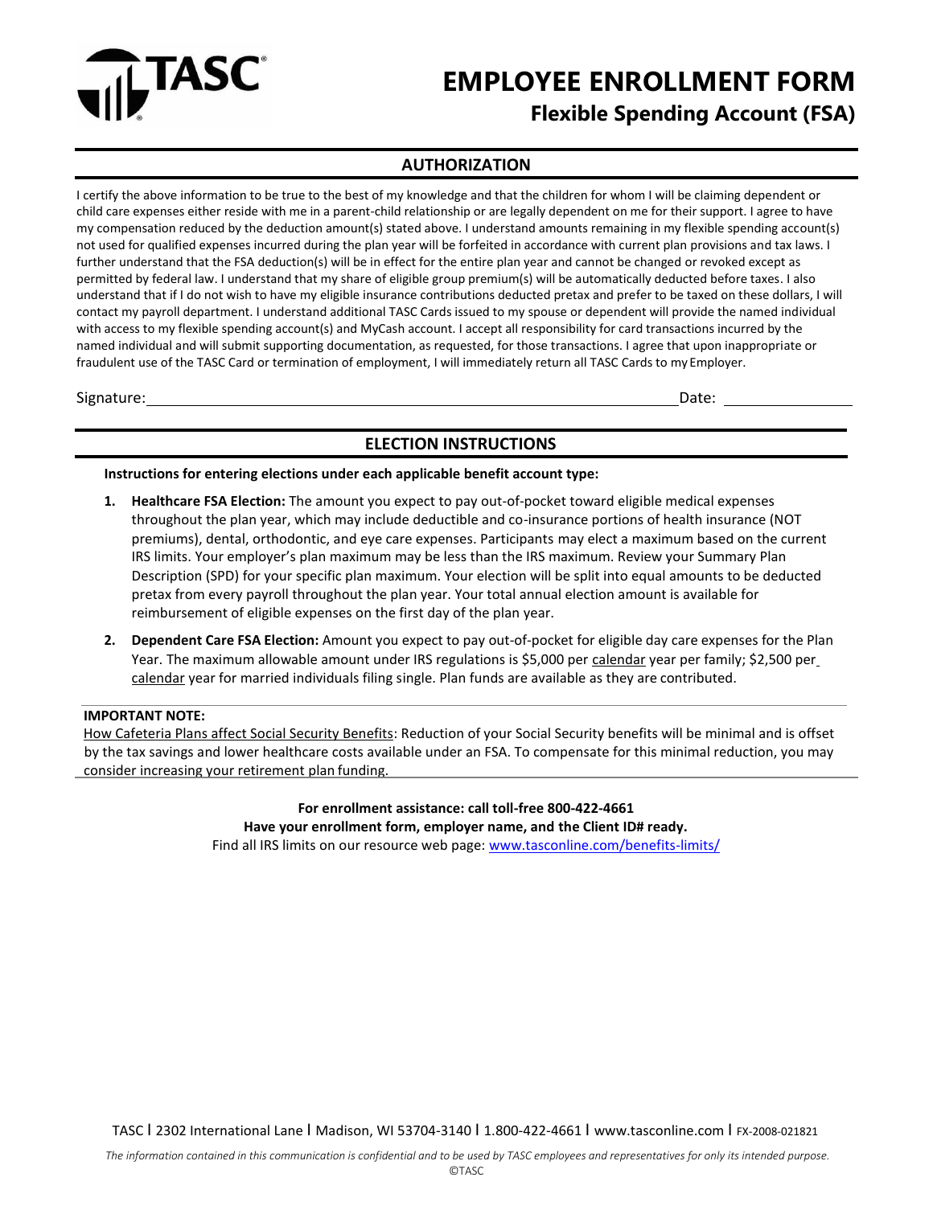# EMPLOYEE ENROLLMENT FORM

## Flexible Spending Account (FSA)

## AUTHORIZATION

I certify the above information to be true to the best of my knowledge and that the children for whom I will be claiming dependent or child care expenses either reside with me in a parent-child relationship or are legally dependent on me for their support. I agree to have my compensation reduced by the deduction amount(s) stated above. I understand amounts remaining in my flexible spending account(s) not used for qualified expenses incurred during the plan year will be forfeited in accordance with current plan provisions and tax laws. I further understand that the FSA deduction(s) will be in effect for the entire plan year and cannot be changed or revoked except as permitted by federal law. I understand that my share of eligible group premium(s) will be automatically deducted before taxes. I also understand that if I do not wish to have my eligible insurance contributions deducted pretax and prefer to be taxed on these dollars, I will contact my payroll department. I understand additional TASC Cards issued to my spouse or dependent will provide the named individual with access to my flexible spending account(s) and MyCash account. I accept all responsibility for card transactions incurred by the named individual and will submit supporting documentation, as requested, for those transactions. I agree that upon inappropriate or fraudulent use of the TASC Card or termination of employment, I will immediately return all TASC Cards to my Employer.

Signature: ______________________________ Date: ______________

## ELECTION INSTRUCTIONS

**Instructions for entering elections under each applicable benefit account type:**

1. **Healthcare FSA Election:** The amount you expect to pay out-of-pocket toward eligible medical expenses throughout the plan year, which may include deductible and co-insurance portions of health insurance (NOT premiums), dental, orthodontic, and eye care expenses. Participants may elect a maximum based on the current IRS limits. Your employer's plan maximum may be less than the IRS maximum. Review your Summary Plan Description (SPD) for your specific plan maximum. Your election will be split into equal amounts to be deducted pretax from every payroll throughout the plan year. Your total annual election amount is available for reimbursement of eligible expenses on the first day of the plan year.
2. **Dependent Care FSA Election:** Amount you expect to pay out-of-pocket for eligible day care expenses for the Plan Year. The maximum allowable amount under IRS regulations is $5,000 per calendar year per family; $2,500 per calendar year for married individuals filing single. Plan funds are available as they are contributed.

**IMPORTANT NOTE:**

How Cafeteria Plans affect Social Security Benefits: Reduction of your Social Security benefits will be minimal and is offset by the tax savings and lower healthcare costs available under an FSA. To compensate for this minimal reduction, you may consider increasing your retirement plan funding.

**For enrollment assistance: call toll-free 800-422-4661**

**Have your enrollment form, employer name, and the Client ID# ready.**

Find all IRS limits on our resource web page: www.tasconline.com/benefits-limits/

TASC | 2302 International Lane | Madison, WI 53704-3140 | 1.800-422-4661 | www.tasconline.com | FX-2008-021821

*The information contained in this communication is confidential and to be used by TASC employees and representatives for only its intended purpose.*

©TASC